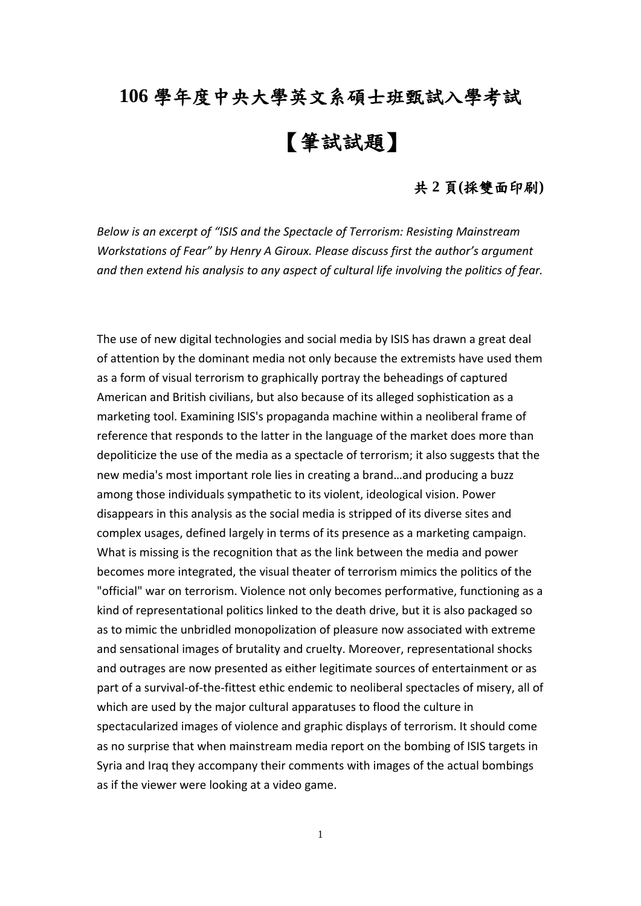# 106 學年度中央大學英文系碩士班甄試入學考試

# 【筆試試題】

**共 2 頁(採雙面印刷)**

*Below is an excerpt of "ISIS and the Spectacle of Terrorism: Resisting Mainstream Workstations of Fear" by Henry A Giroux. Please discuss first the author's argument and then extend his analysis to any aspect of cultural life involving the politics of fear.*

The use of new digital technologies and social media by ISIS has drawn a great deal of attention by the dominant media not only because the extremists have used them as a form of visual terrorism to graphically portray the beheadings of captured American and British civilians, but also because of its alleged sophistication as a marketing tool. Examining ISIS's propaganda machine within a neoliberal frame of reference that responds to the latter in the language of the market does more than depoliticize the use of the media as a spectacle of terrorism; it also suggests that the new media's most important role lies in creating a brand…and producing a buzz among those individuals sympathetic to its violent, ideological vision. Power disappears in this analysis as the social media is stripped of its diverse sites and complex usages, defined largely in terms of its presence as a marketing campaign. What is missing is the recognition that as the link between the media and power becomes more integrated, the visual theater of terrorism mimics the politics of the "official" war on terrorism. Violence not only becomes performative, functioning as a kind of representational politics linked to the death drive, but it is also packaged so as to mimic the unbridled monopolization of pleasure now associated with extreme and sensational images of brutality and cruelty. Moreover, representational shocks and outrages are now presented as either legitimate sources of entertainment or as part of a survival-of-the-fittest ethic endemic to neoliberal spectacles of misery, all of which are used by the major cultural apparatuses to flood the culture in spectacularized images of violence and graphic displays of terrorism. It should come as no surprise that when mainstream media report on the bombing of ISIS targets in Syria and Iraq they accompany their comments with images of the actual bombings as if the viewer were looking at a video game.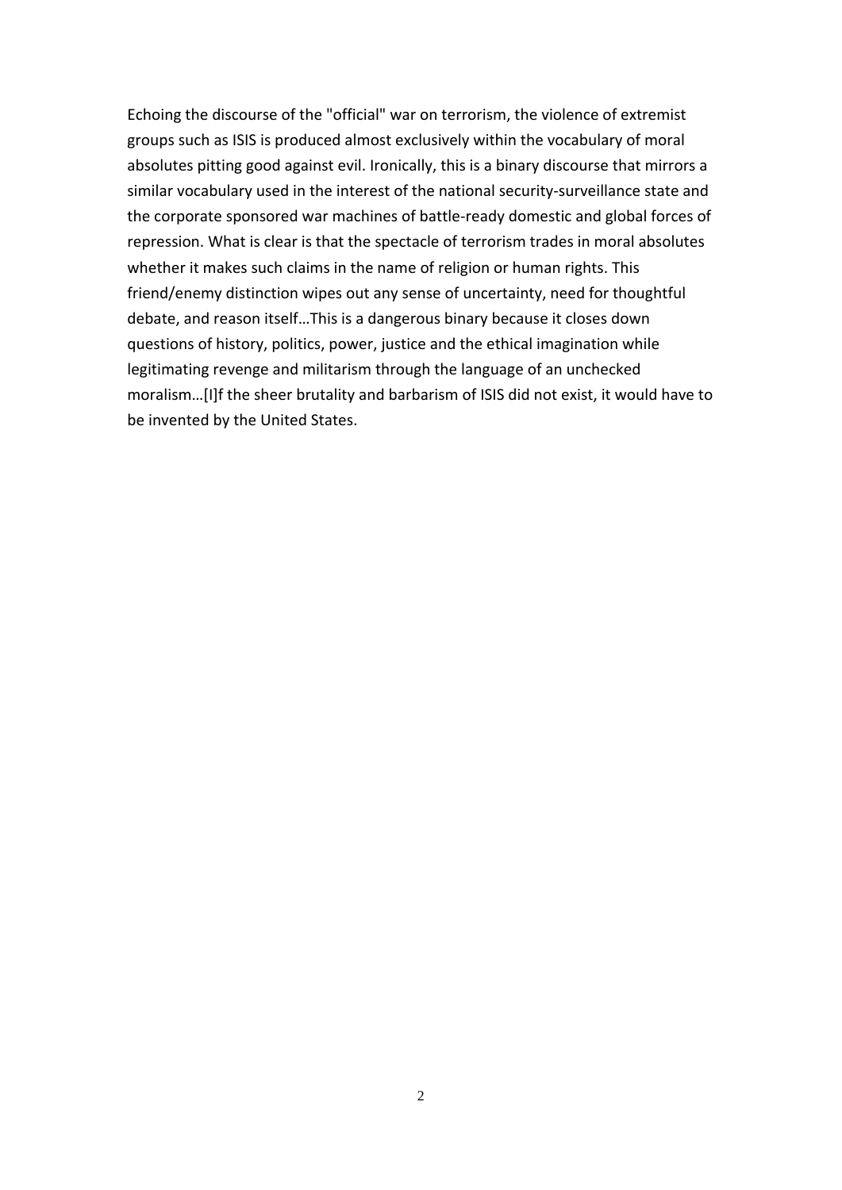Echoing the discourse of the "official" war on terrorism, the violence of extremist groups such as ISIS is produced almost exclusively within the vocabulary of moral absolutes pitting good against evil. Ironically, this is a binary discourse that mirrors a similar vocabulary used in the interest of the national security-surveillance state and the corporate sponsored war machines of battle-ready domestic and global forces of repression. What is clear is that the spectacle of terrorism trades in moral absolutes whether it makes such claims in the name of religion or human rights. This friend/enemy distinction wipes out any sense of uncertainty, need for thoughtful debate, and reason itself…This is a dangerous binary because it closes down questions of history, politics, power, justice and the ethical imagination while legitimating revenge and militarism through the language of an unchecked moralism…[I]f the sheer brutality and barbarism of ISIS did not exist, it would have to be invented by the United States.